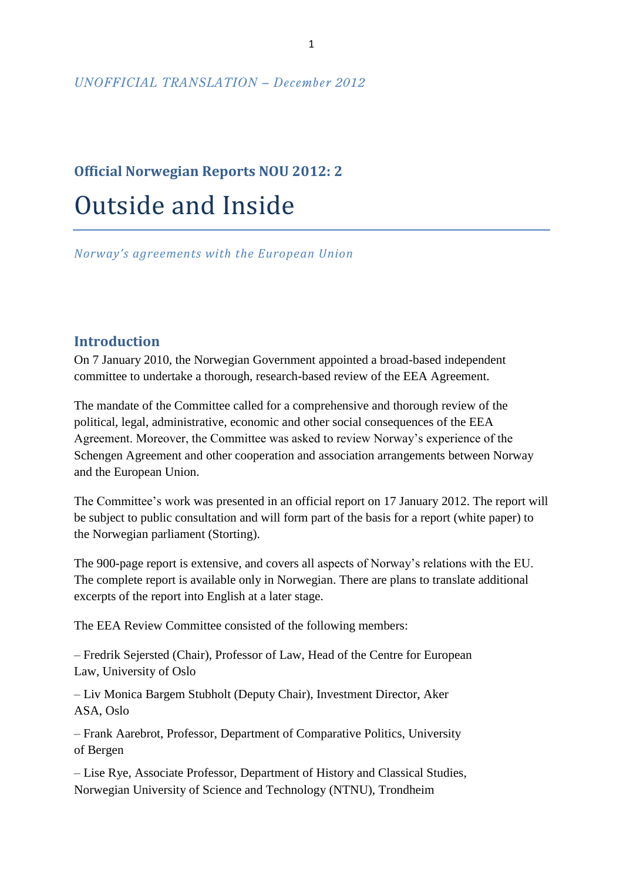*UNOFFICIAL TRANSLATION – December 2012*

**Official Norwegian Reports NOU 2012: 2**

# Outside and Inside

*Norway's agreements with the European Union*

## Introduction

On 7 January 2010, the Norwegian Government appointed a broad-based independent committee to undertake a thorough, research-based review of the EEA Agreement.

The mandate of the Committee called for a comprehensive and thorough review of the political, legal, administrative, economic and other social consequences of the EEA Agreement. Moreover, the Committee was asked to review Norway's experience of the Schengen Agreement and other cooperation and association arrangements between Norway and the European Union.

The Committee's work was presented in an official report on 17 January 2012. The report will be subject to public consultation and will form part of the basis for a report (white paper) to the Norwegian parliament (Storting).

The 900-page report is extensive, and covers all aspects of Norway's relations with the EU. The complete report is available only in Norwegian. There are plans to translate additional excerpts of the report into English at a later stage.

The EEA Review Committee consisted of the following members:

– Fredrik Sejersted (Chair), Professor of Law, Head of the Centre for European Law, University of Oslo

– Liv Monica Bargem Stubholt (Deputy Chair), Investment Director, Aker ASA, Oslo

– Frank Aarebrot, Professor, Department of Comparative Politics, University of Bergen

– Lise Rye, Associate Professor, Department of History and Classical Studies, Norwegian University of Science and Technology (NTNU), Trondheim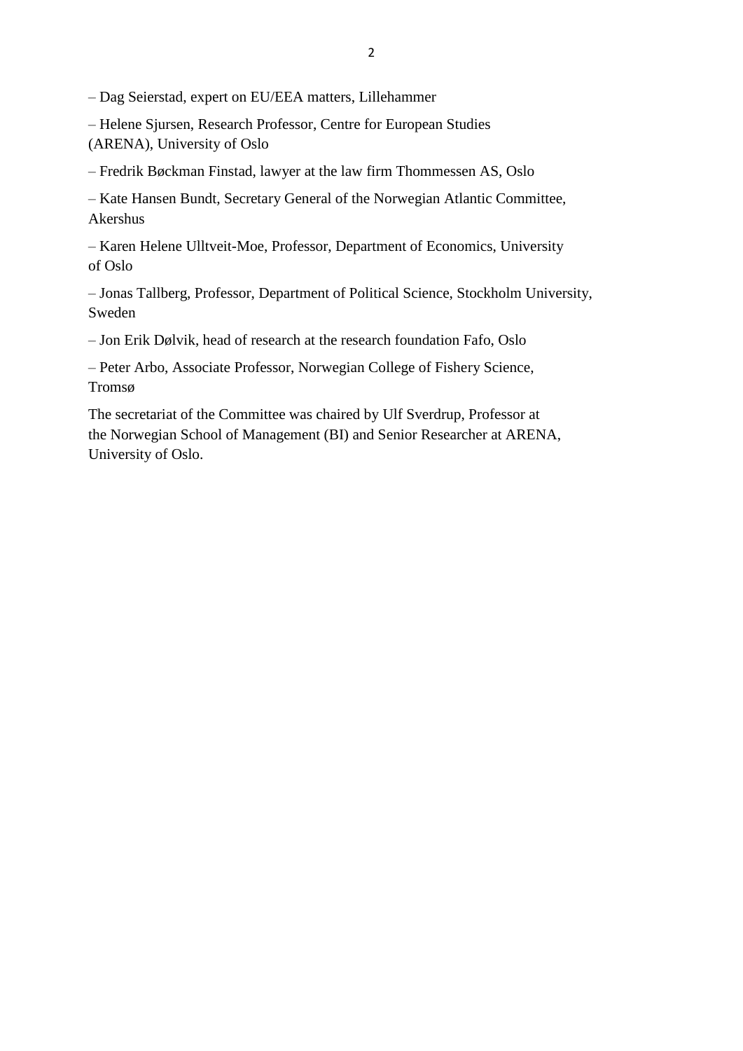– Dag Seierstad, expert on EU/EEA matters, Lillehammer

– Helene Sjursen, Research Professor, Centre for European Studies (ARENA), University of Oslo

– Fredrik Bøckman Finstad, lawyer at the law firm Thommessen AS, Oslo

– Kate Hansen Bundt, Secretary General of the Norwegian Atlantic Committee, Akershus

– Karen Helene Ulltveit-Moe, Professor, Department of Economics, University of Oslo

– Jonas Tallberg, Professor, Department of Political Science, Stockholm University, Sweden

– Jon Erik Dølvik, head of research at the research foundation Fafo, Oslo

– Peter Arbo, Associate Professor, Norwegian College of Fishery Science, Tromsø

The secretariat of the Committee was chaired by Ulf Sverdrup, Professor at the Norwegian School of Management (BI) and Senior Researcher at ARENA, University of Oslo.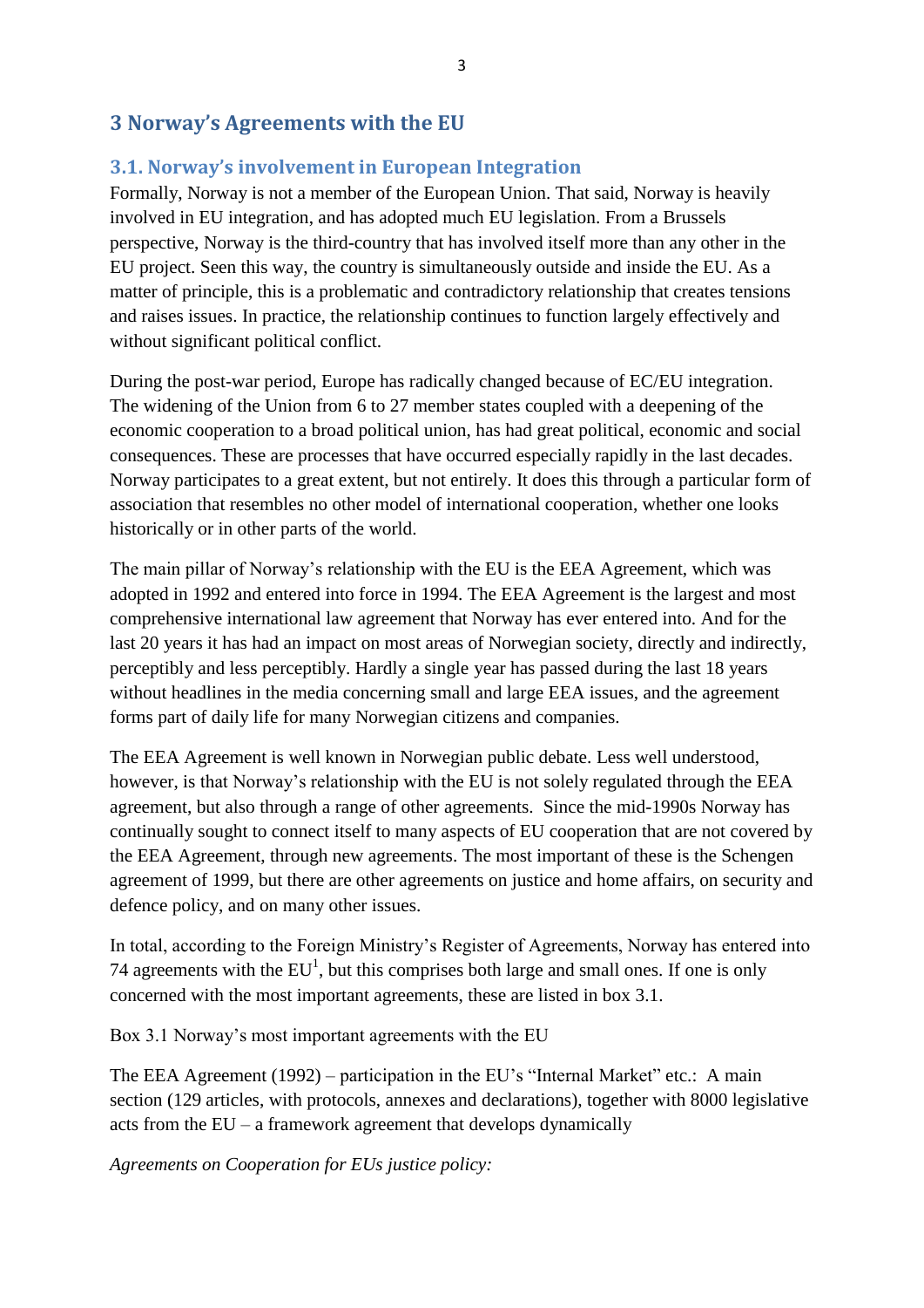# 3 Norway's Agreements with the EU

## 3.1. Norway's involvement in European Integration

Formally, Norway is not a member of the European Union. That said, Norway is heavily involved in EU integration, and has adopted much EU legislation. From a Brussels perspective, Norway is the third-country that has involved itself more than any other in the EU project. Seen this way, the country is simultaneously outside and inside the EU. As a matter of principle, this is a problematic and contradictory relationship that creates tensions and raises issues. In practice, the relationship continues to function largely effectively and without significant political conflict.

During the post-war period, Europe has radically changed because of EC/EU integration. The widening of the Union from 6 to 27 member states coupled with a deepening of the economic cooperation to a broad political union, has had great political, economic and social consequences. These are processes that have occurred especially rapidly in the last decades. Norway participates to a great extent, but not entirely. It does this through a particular form of association that resembles no other model of international cooperation, whether one looks historically or in other parts of the world.

The main pillar of Norway's relationship with the EU is the EEA Agreement, which was adopted in 1992 and entered into force in 1994. The EEA Agreement is the largest and most comprehensive international law agreement that Norway has ever entered into. And for the last 20 years it has had an impact on most areas of Norwegian society, directly and indirectly, perceptibly and less perceptibly. Hardly a single year has passed during the last 18 years without headlines in the media concerning small and large EEA issues, and the agreement forms part of daily life for many Norwegian citizens and companies.

The EEA Agreement is well known in Norwegian public debate. Less well understood, however, is that Norway's relationship with the EU is not solely regulated through the EEA agreement, but also through a range of other agreements. Since the mid-1990s Norway has continually sought to connect itself to many aspects of EU cooperation that are not covered by the EEA Agreement, through new agreements. The most important of these is the Schengen agreement of 1999, but there are other agreements on justice and home affairs, on security and defence policy, and on many other issues.

In total, according to the Foreign Ministry's Register of Agreements, Norway has entered into 74 agreements with the EU[1], but this comprises both large and small ones. If one is only concerned with the most important agreements, these are listed in box 3.1.

Box 3.1 Norway's most important agreements with the EU

The EEA Agreement (1992) – participation in the EU's "Internal Market" etc.: A main section (129 articles, with protocols, annexes and declarations), together with 8000 legislative acts from the EU – a framework agreement that develops dynamically

*Agreements on Cooperation for EUs justice policy:*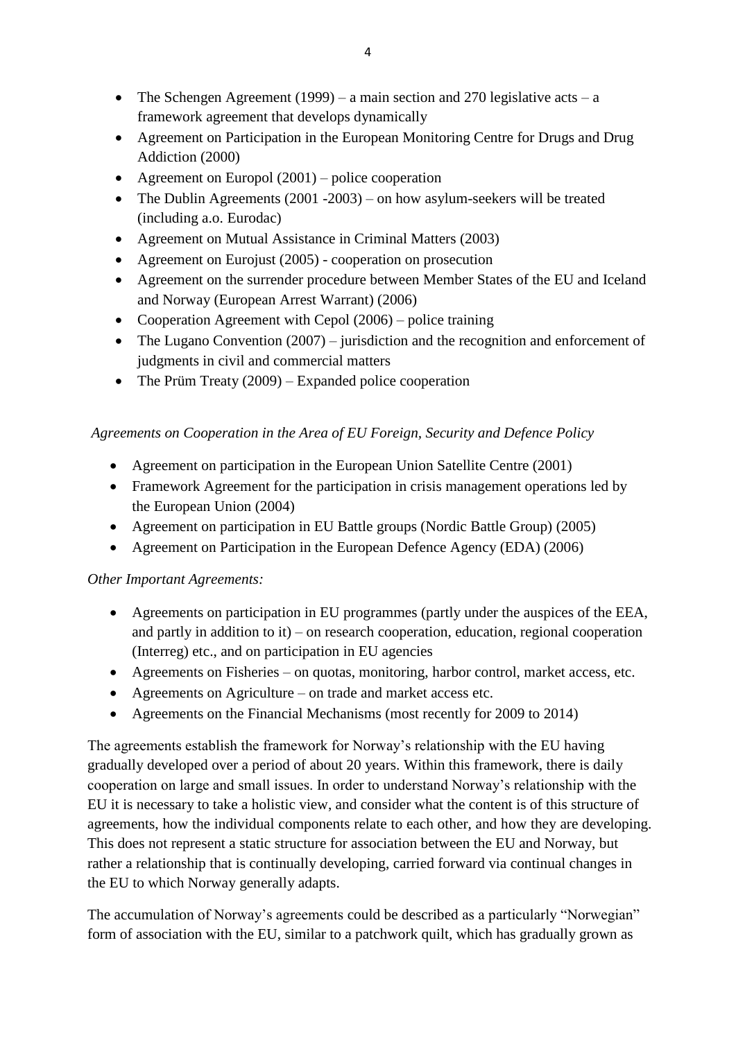- The Schengen Agreement (1999) – a main section and 270 legislative acts – a framework agreement that develops dynamically
- Agreement on Participation in the European Monitoring Centre for Drugs and Drug Addiction (2000)
- Agreement on Europol (2001) – police cooperation
- The Dublin Agreements (2001 -2003) – on how asylum-seekers will be treated (including a.o. Eurodac)
- Agreement on Mutual Assistance in Criminal Matters (2003)
- Agreement on Eurojust (2005) - cooperation on prosecution
- Agreement on the surrender procedure between Member States of the EU and Iceland and Norway (European Arrest Warrant) (2006)
- Cooperation Agreement with Cepol (2006) – police training
- The Lugano Convention (2007) – jurisdiction and the recognition and enforcement of judgments in civil and commercial matters
- The Prüm Treaty (2009) – Expanded police cooperation

*Agreements on Cooperation in the Area of EU Foreign, Security and Defence Policy*

- Agreement on participation in the European Union Satellite Centre (2001)
- Framework Agreement for the participation in crisis management operations led by the European Union (2004)
- Agreement on participation in EU Battle groups (Nordic Battle Group) (2005)
- Agreement on Participation in the European Defence Agency (EDA) (2006)

*Other Important Agreements:*

- Agreements on participation in EU programmes (partly under the auspices of the EEA, and partly in addition to it) – on research cooperation, education, regional cooperation (Interreg) etc., and on participation in EU agencies
- Agreements on Fisheries – on quotas, monitoring, harbor control, market access, etc.
- Agreements on Agriculture – on trade and market access etc.
- Agreements on the Financial Mechanisms (most recently for 2009 to 2014)

The agreements establish the framework for Norway's relationship with the EU having gradually developed over a period of about 20 years. Within this framework, there is daily cooperation on large and small issues. In order to understand Norway's relationship with the EU it is necessary to take a holistic view, and consider what the content is of this structure of agreements, how the individual components relate to each other, and how they are developing. This does not represent a static structure for association between the EU and Norway, but rather a relationship that is continually developing, carried forward via continual changes in the EU to which Norway generally adapts.

The accumulation of Norway's agreements could be described as a particularly "Norwegian" form of association with the EU, similar to a patchwork quilt, which has gradually grown as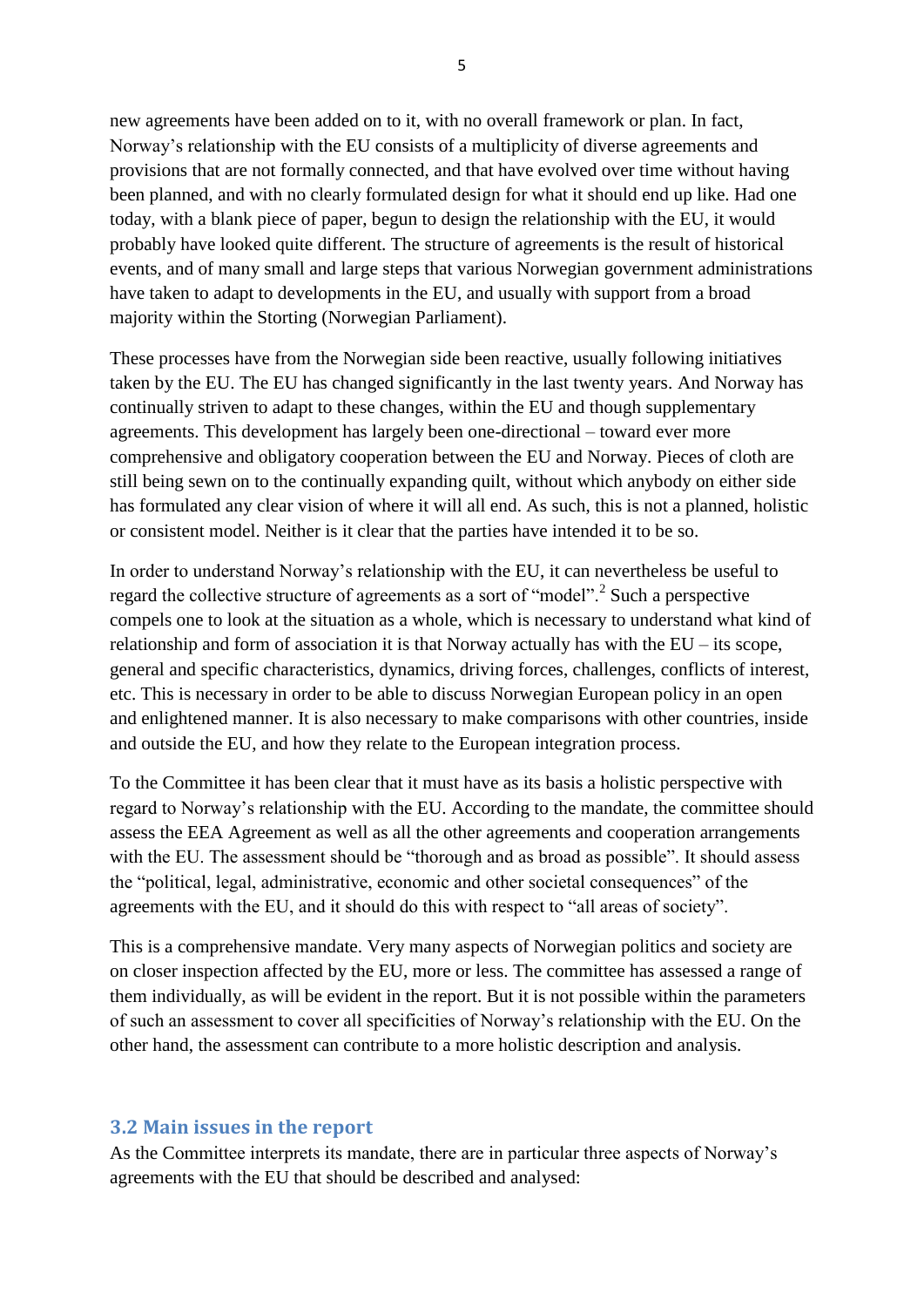new agreements have been added on to it, with no overall framework or plan. In fact, Norway's relationship with the EU consists of a multiplicity of diverse agreements and provisions that are not formally connected, and that have evolved over time without having been planned, and with no clearly formulated design for what it should end up like. Had one today, with a blank piece of paper, begun to design the relationship with the EU, it would probably have looked quite different. The structure of agreements is the result of historical events, and of many small and large steps that various Norwegian government administrations have taken to adapt to developments in the EU, and usually with support from a broad majority within the Storting (Norwegian Parliament).

These processes have from the Norwegian side been reactive, usually following initiatives taken by the EU. The EU has changed significantly in the last twenty years. And Norway has continually striven to adapt to these changes, within the EU and though supplementary agreements. This development has largely been one-directional – toward ever more comprehensive and obligatory cooperation between the EU and Norway. Pieces of cloth are still being sewn on to the continually expanding quilt, without which anybody on either side has formulated any clear vision of where it will all end. As such, this is not a planned, holistic or consistent model. Neither is it clear that the parties have intended it to be so.

In order to understand Norway's relationship with the EU, it can nevertheless be useful to regard the collective structure of agreements as a sort of "model".[2] Such a perspective compels one to look at the situation as a whole, which is necessary to understand what kind of relationship and form of association it is that Norway actually has with the EU – its scope, general and specific characteristics, dynamics, driving forces, challenges, conflicts of interest, etc. This is necessary in order to be able to discuss Norwegian European policy in an open and enlightened manner. It is also necessary to make comparisons with other countries, inside and outside the EU, and how they relate to the European integration process.

To the Committee it has been clear that it must have as its basis a holistic perspective with regard to Norway's relationship with the EU. According to the mandate, the committee should assess the EEA Agreement as well as all the other agreements and cooperation arrangements with the EU. The assessment should be "thorough and as broad as possible". It should assess the "political, legal, administrative, economic and other societal consequences" of the agreements with the EU, and it should do this with respect to "all areas of society".

This is a comprehensive mandate. Very many aspects of Norwegian politics and society are on closer inspection affected by the EU, more or less. The committee has assessed a range of them individually, as will be evident in the report. But it is not possible within the parameters of such an assessment to cover all specificities of Norway's relationship with the EU. On the other hand, the assessment can contribute to a more holistic description and analysis.

## 3.2 Main issues in the report

As the Committee interprets its mandate, there are in particular three aspects of Norway's agreements with the EU that should be described and analysed: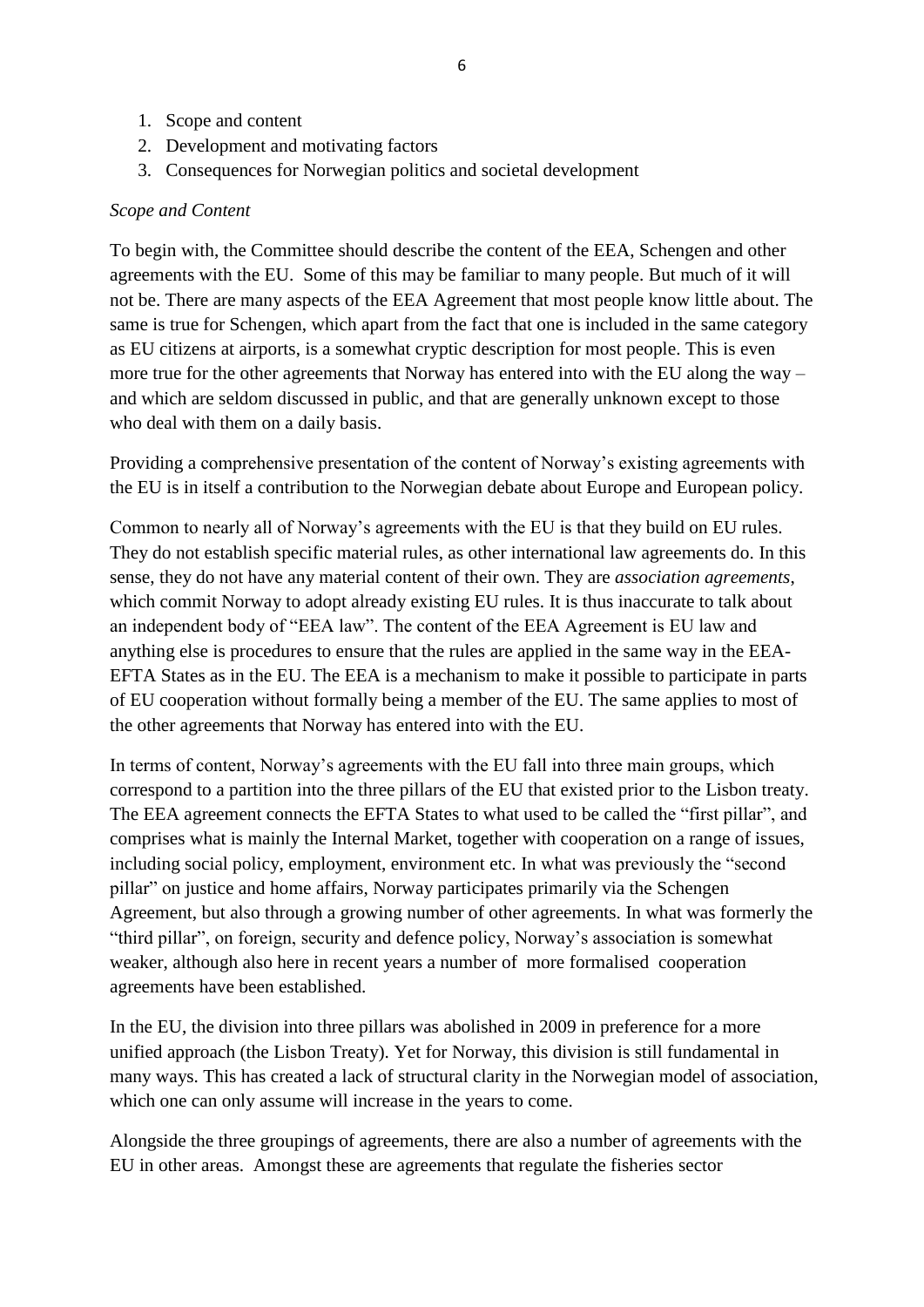1. Scope and content
2. Development and motivating factors
3. Consequences for Norwegian politics and societal development

*Scope and Content*

To begin with, the Committee should describe the content of the EEA, Schengen and other agreements with the EU. Some of this may be familiar to many people. But much of it will not be. There are many aspects of the EEA Agreement that most people know little about. The same is true for Schengen, which apart from the fact that one is included in the same category as EU citizens at airports, is a somewhat cryptic description for most people. This is even more true for the other agreements that Norway has entered into with the EU along the way – and which are seldom discussed in public, and that are generally unknown except to those who deal with them on a daily basis.

Providing a comprehensive presentation of the content of Norway's existing agreements with the EU is in itself a contribution to the Norwegian debate about Europe and European policy.

Common to nearly all of Norway's agreements with the EU is that they build on EU rules. They do not establish specific material rules, as other international law agreements do. In this sense, they do not have any material content of their own. They are *association agreements*, which commit Norway to adopt already existing EU rules. It is thus inaccurate to talk about an independent body of "EEA law". The content of the EEA Agreement is EU law and anything else is procedures to ensure that the rules are applied in the same way in the EEA-EFTA States as in the EU. The EEA is a mechanism to make it possible to participate in parts of EU cooperation without formally being a member of the EU. The same applies to most of the other agreements that Norway has entered into with the EU.

In terms of content, Norway's agreements with the EU fall into three main groups, which correspond to a partition into the three pillars of the EU that existed prior to the Lisbon treaty. The EEA agreement connects the EFTA States to what used to be called the "first pillar", and comprises what is mainly the Internal Market, together with cooperation on a range of issues, including social policy, employment, environment etc. In what was previously the "second pillar" on justice and home affairs, Norway participates primarily via the Schengen Agreement, but also through a growing number of other agreements. In what was formerly the "third pillar", on foreign, security and defence policy, Norway's association is somewhat weaker, although also here in recent years a number of more formalised cooperation agreements have been established.

In the EU, the division into three pillars was abolished in 2009 in preference for a more unified approach (the Lisbon Treaty). Yet for Norway, this division is still fundamental in many ways. This has created a lack of structural clarity in the Norwegian model of association, which one can only assume will increase in the years to come.

Alongside the three groupings of agreements, there are also a number of agreements with the EU in other areas. Amongst these are agreements that regulate the fisheries sector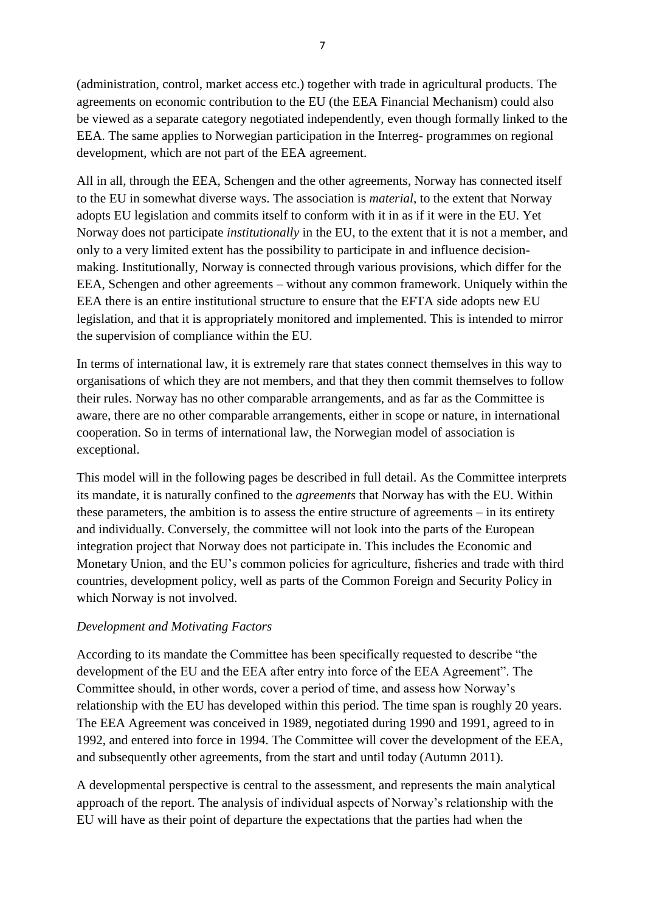(administration, control, market access etc.) together with trade in agricultural products. The agreements on economic contribution to the EU (the EEA Financial Mechanism) could also be viewed as a separate category negotiated independently, even though formally linked to the EEA. The same applies to Norwegian participation in the Interreg- programmes on regional development, which are not part of the EEA agreement.

All in all, through the EEA, Schengen and the other agreements, Norway has connected itself to the EU in somewhat diverse ways. The association is *material*, to the extent that Norway adopts EU legislation and commits itself to conform with it in as if it were in the EU. Yet Norway does not participate *institutionally* in the EU, to the extent that it is not a member, and only to a very limited extent has the possibility to participate in and influence decision-making. Institutionally, Norway is connected through various provisions, which differ for the EEA, Schengen and other agreements – without any common framework. Uniquely within the EEA there is an entire institutional structure to ensure that the EFTA side adopts new EU legislation, and that it is appropriately monitored and implemented. This is intended to mirror the supervision of compliance within the EU.

In terms of international law, it is extremely rare that states connect themselves in this way to organisations of which they are not members, and that they then commit themselves to follow their rules. Norway has no other comparable arrangements, and as far as the Committee is aware, there are no other comparable arrangements, either in scope or nature, in international cooperation. So in terms of international law, the Norwegian model of association is exceptional.

This model will in the following pages be described in full detail. As the Committee interprets its mandate, it is naturally confined to the *agreements* that Norway has with the EU. Within these parameters, the ambition is to assess the entire structure of agreements – in its entirety and individually. Conversely, the committee will not look into the parts of the European integration project that Norway does not participate in. This includes the Economic and Monetary Union, and the EU's common policies for agriculture, fisheries and trade with third countries, development policy, well as parts of the Common Foreign and Security Policy in which Norway is not involved.

*Development and Motivating Factors*

According to its mandate the Committee has been specifically requested to describe "the development of the EU and the EEA after entry into force of the EEA Agreement". The Committee should, in other words, cover a period of time, and assess how Norway's relationship with the EU has developed within this period. The time span is roughly 20 years. The EEA Agreement was conceived in 1989, negotiated during 1990 and 1991, agreed to in 1992, and entered into force in 1994. The Committee will cover the development of the EEA, and subsequently other agreements, from the start and until today (Autumn 2011).

A developmental perspective is central to the assessment, and represents the main analytical approach of the report. The analysis of individual aspects of Norway's relationship with the EU will have as their point of departure the expectations that the parties had when the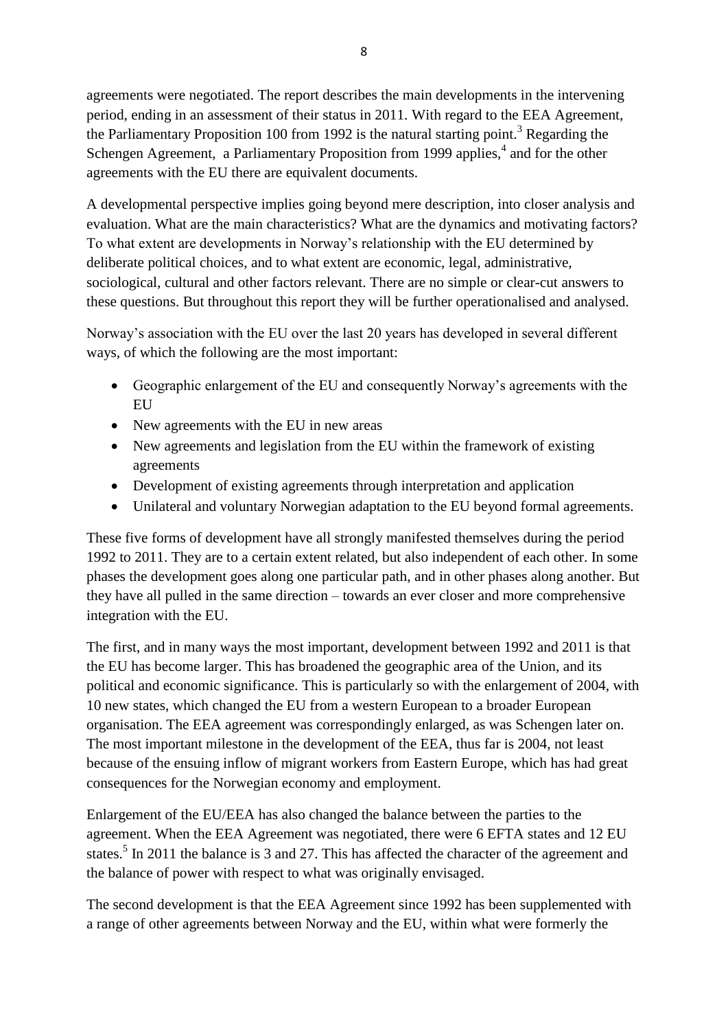agreements were negotiated. The report describes the main developments in the intervening period, ending in an assessment of their status in 2011. With regard to the EEA Agreement, the Parliamentary Proposition 100 from 1992 is the natural starting point.[3] Regarding the Schengen Agreement, a Parliamentary Proposition from 1999 applies,[4] and for the other agreements with the EU there are equivalent documents.

A developmental perspective implies going beyond mere description, into closer analysis and evaluation. What are the main characteristics? What are the dynamics and motivating factors? To what extent are developments in Norway's relationship with the EU determined by deliberate political choices, and to what extent are economic, legal, administrative, sociological, cultural and other factors relevant. There are no simple or clear-cut answers to these questions. But throughout this report they will be further operationalised and analysed.

Norway's association with the EU over the last 20 years has developed in several different ways, of which the following are the most important:

- Geographic enlargement of the EU and consequently Norway's agreements with the EU
- New agreements with the EU in new areas
- New agreements and legislation from the EU within the framework of existing agreements
- Development of existing agreements through interpretation and application
- Unilateral and voluntary Norwegian adaptation to the EU beyond formal agreements.

These five forms of development have all strongly manifested themselves during the period 1992 to 2011. They are to a certain extent related, but also independent of each other. In some phases the development goes along one particular path, and in other phases along another. But they have all pulled in the same direction – towards an ever closer and more comprehensive integration with the EU.

The first, and in many ways the most important, development between 1992 and 2011 is that the EU has become larger. This has broadened the geographic area of the Union, and its political and economic significance. This is particularly so with the enlargement of 2004, with 10 new states, which changed the EU from a western European to a broader European organisation. The EEA agreement was correspondingly enlarged, as was Schengen later on. The most important milestone in the development of the EEA, thus far is 2004, not least because of the ensuing inflow of migrant workers from Eastern Europe, which has had great consequences for the Norwegian economy and employment.

Enlargement of the EU/EEA has also changed the balance between the parties to the agreement. When the EEA Agreement was negotiated, there were 6 EFTA states and 12 EU states.[5] In 2011 the balance is 3 and 27. This has affected the character of the agreement and the balance of power with respect to what was originally envisaged.

The second development is that the EEA Agreement since 1992 has been supplemented with a range of other agreements between Norway and the EU, within what were formerly the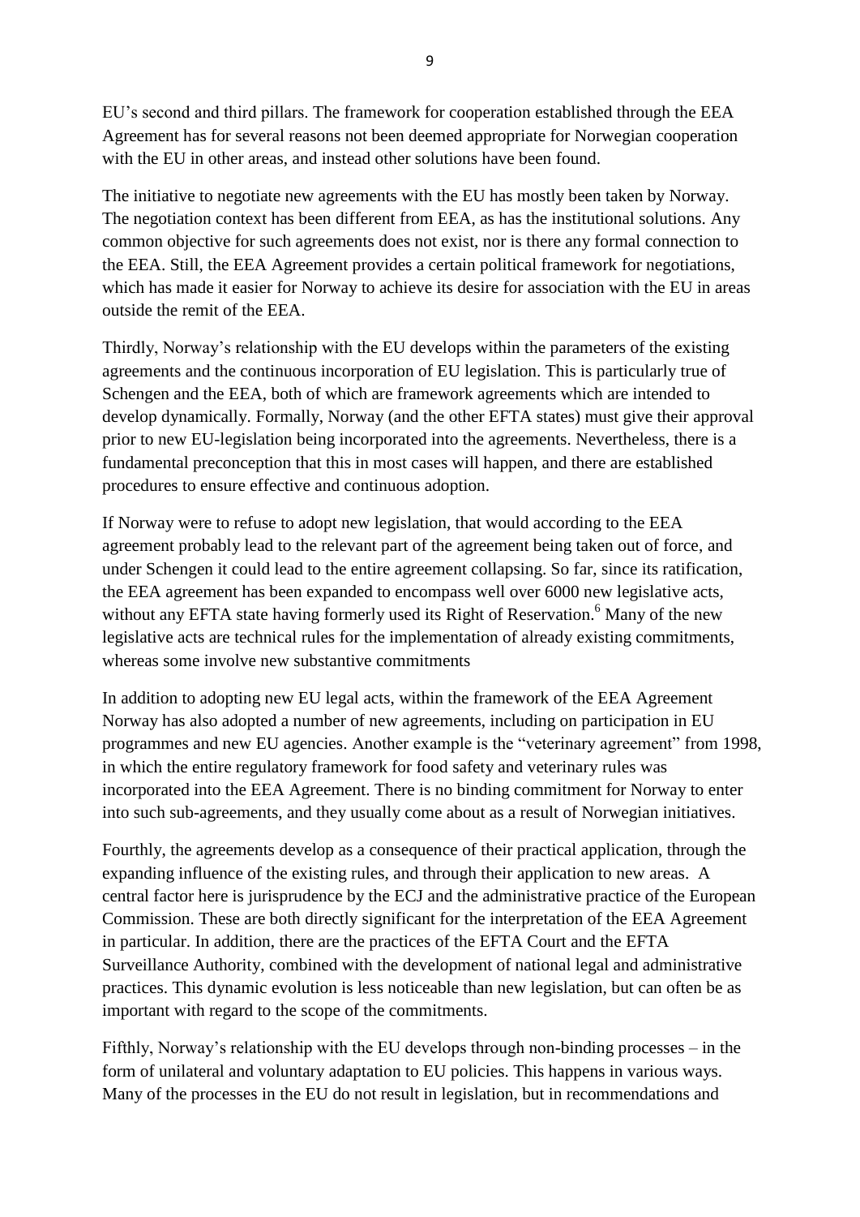EU's second and third pillars. The framework for cooperation established through the EEA Agreement has for several reasons not been deemed appropriate for Norwegian cooperation with the EU in other areas, and instead other solutions have been found.

The initiative to negotiate new agreements with the EU has mostly been taken by Norway. The negotiation context has been different from EEA, as has the institutional solutions. Any common objective for such agreements does not exist, nor is there any formal connection to the EEA. Still, the EEA Agreement provides a certain political framework for negotiations, which has made it easier for Norway to achieve its desire for association with the EU in areas outside the remit of the EEA.

Thirdly, Norway's relationship with the EU develops within the parameters of the existing agreements and the continuous incorporation of EU legislation. This is particularly true of Schengen and the EEA, both of which are framework agreements which are intended to develop dynamically. Formally, Norway (and the other EFTA states) must give their approval prior to new EU-legislation being incorporated into the agreements. Nevertheless, there is a fundamental preconception that this in most cases will happen, and there are established procedures to ensure effective and continuous adoption.

If Norway were to refuse to adopt new legislation, that would according to the EEA agreement probably lead to the relevant part of the agreement being taken out of force, and under Schengen it could lead to the entire agreement collapsing. So far, since its ratification, the EEA agreement has been expanded to encompass well over 6000 new legislative acts, without any EFTA state having formerly used its Right of Reservation.[6] Many of the new legislative acts are technical rules for the implementation of already existing commitments, whereas some involve new substantive commitments

In addition to adopting new EU legal acts, within the framework of the EEA Agreement Norway has also adopted a number of new agreements, including on participation in EU programmes and new EU agencies. Another example is the "veterinary agreement" from 1998, in which the entire regulatory framework for food safety and veterinary rules was incorporated into the EEA Agreement. There is no binding commitment for Norway to enter into such sub-agreements, and they usually come about as a result of Norwegian initiatives.

Fourthly, the agreements develop as a consequence of their practical application, through the expanding influence of the existing rules, and through their application to new areas. A central factor here is jurisprudence by the ECJ and the administrative practice of the European Commission. These are both directly significant for the interpretation of the EEA Agreement in particular. In addition, there are the practices of the EFTA Court and the EFTA Surveillance Authority, combined with the development of national legal and administrative practices. This dynamic evolution is less noticeable than new legislation, but can often be as important with regard to the scope of the commitments.

Fifthly, Norway's relationship with the EU develops through non-binding processes – in the form of unilateral and voluntary adaptation to EU policies. This happens in various ways. Many of the processes in the EU do not result in legislation, but in recommendations and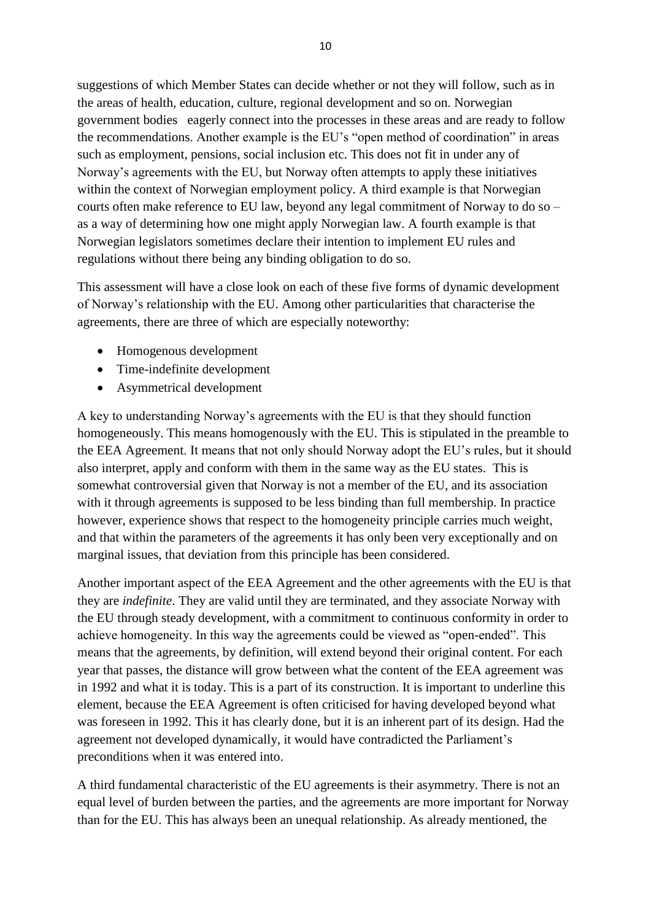suggestions of which Member States can decide whether or not they will follow, such as in the areas of health, education, culture, regional development and so on. Norwegian government bodies eagerly connect into the processes in these areas and are ready to follow the recommendations. Another example is the EU's "open method of coordination" in areas such as employment, pensions, social inclusion etc. This does not fit in under any of Norway's agreements with the EU, but Norway often attempts to apply these initiatives within the context of Norwegian employment policy. A third example is that Norwegian courts often make reference to EU law, beyond any legal commitment of Norway to do so – as a way of determining how one might apply Norwegian law. A fourth example is that Norwegian legislators sometimes declare their intention to implement EU rules and regulations without there being any binding obligation to do so.

This assessment will have a close look on each of these five forms of dynamic development of Norway's relationship with the EU. Among other particularities that characterise the agreements, there are three of which are especially noteworthy:

- Homogenous development
- Time-indefinite development
- Asymmetrical development

A key to understanding Norway's agreements with the EU is that they should function homogeneously. This means homogenously with the EU. This is stipulated in the preamble to the EEA Agreement. It means that not only should Norway adopt the EU's rules, but it should also interpret, apply and conform with them in the same way as the EU states. This is somewhat controversial given that Norway is not a member of the EU, and its association with it through agreements is supposed to be less binding than full membership. In practice however, experience shows that respect to the homogeneity principle carries much weight, and that within the parameters of the agreements it has only been very exceptionally and on marginal issues, that deviation from this principle has been considered.

Another important aspect of the EEA Agreement and the other agreements with the EU is that they are *indefinite*. They are valid until they are terminated, and they associate Norway with the EU through steady development, with a commitment to continuous conformity in order to achieve homogeneity. In this way the agreements could be viewed as "open-ended". This means that the agreements, by definition, will extend beyond their original content. For each year that passes, the distance will grow between what the content of the EEA agreement was in 1992 and what it is today. This is a part of its construction. It is important to underline this element, because the EEA Agreement is often criticised for having developed beyond what was foreseen in 1992. This it has clearly done, but it is an inherent part of its design. Had the agreement not developed dynamically, it would have contradicted the Parliament's preconditions when it was entered into.

A third fundamental characteristic of the EU agreements is their asymmetry. There is not an equal level of burden between the parties, and the agreements are more important for Norway than for the EU. This has always been an unequal relationship. As already mentioned, the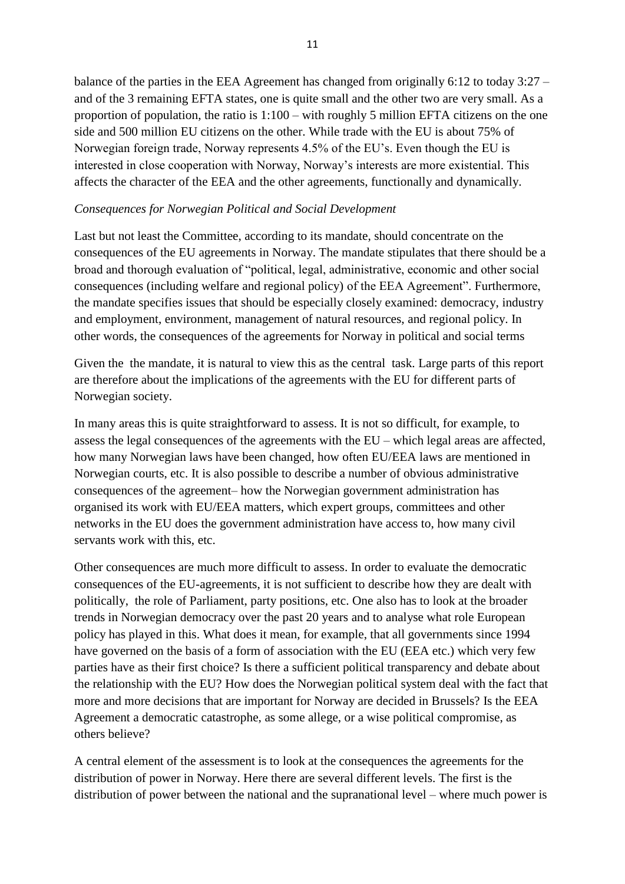balance of the parties in the EEA Agreement has changed from originally 6:12 to today 3:27 – and of the 3 remaining EFTA states, one is quite small and the other two are very small. As a proportion of population, the ratio is 1:100 – with roughly 5 million EFTA citizens on the one side and 500 million EU citizens on the other. While trade with the EU is about 75% of Norwegian foreign trade, Norway represents 4.5% of the EU's. Even though the EU is interested in close cooperation with Norway, Norway's interests are more existential. This affects the character of the EEA and the other agreements, functionally and dynamically.

*Consequences for Norwegian Political and Social Development*

Last but not least the Committee, according to its mandate, should concentrate on the consequences of the EU agreements in Norway. The mandate stipulates that there should be a broad and thorough evaluation of "political, legal, administrative, economic and other social consequences (including welfare and regional policy) of the EEA Agreement". Furthermore, the mandate specifies issues that should be especially closely examined: democracy, industry and employment, environment, management of natural resources, and regional policy. In other words, the consequences of the agreements for Norway in political and social terms

Given the the mandate, it is natural to view this as the central task. Large parts of this report are therefore about the implications of the agreements with the EU for different parts of Norwegian society.

In many areas this is quite straightforward to assess. It is not so difficult, for example, to assess the legal consequences of the agreements with the EU – which legal areas are affected, how many Norwegian laws have been changed, how often EU/EEA laws are mentioned in Norwegian courts, etc. It is also possible to describe a number of obvious administrative consequences of the agreement– how the Norwegian government administration has organised its work with EU/EEA matters, which expert groups, committees and other networks in the EU does the government administration have access to, how many civil servants work with this, etc.

Other consequences are much more difficult to assess. In order to evaluate the democratic consequences of the EU-agreements, it is not sufficient to describe how they are dealt with politically, the role of Parliament, party positions, etc. One also has to look at the broader trends in Norwegian democracy over the past 20 years and to analyse what role European policy has played in this. What does it mean, for example, that all governments since 1994 have governed on the basis of a form of association with the EU (EEA etc.) which very few parties have as their first choice? Is there a sufficient political transparency and debate about the relationship with the EU? How does the Norwegian political system deal with the fact that more and more decisions that are important for Norway are decided in Brussels? Is the EEA Agreement a democratic catastrophe, as some allege, or a wise political compromise, as others believe?

A central element of the assessment is to look at the consequences the agreements for the distribution of power in Norway. Here there are several different levels. The first is the distribution of power between the national and the supranational level – where much power is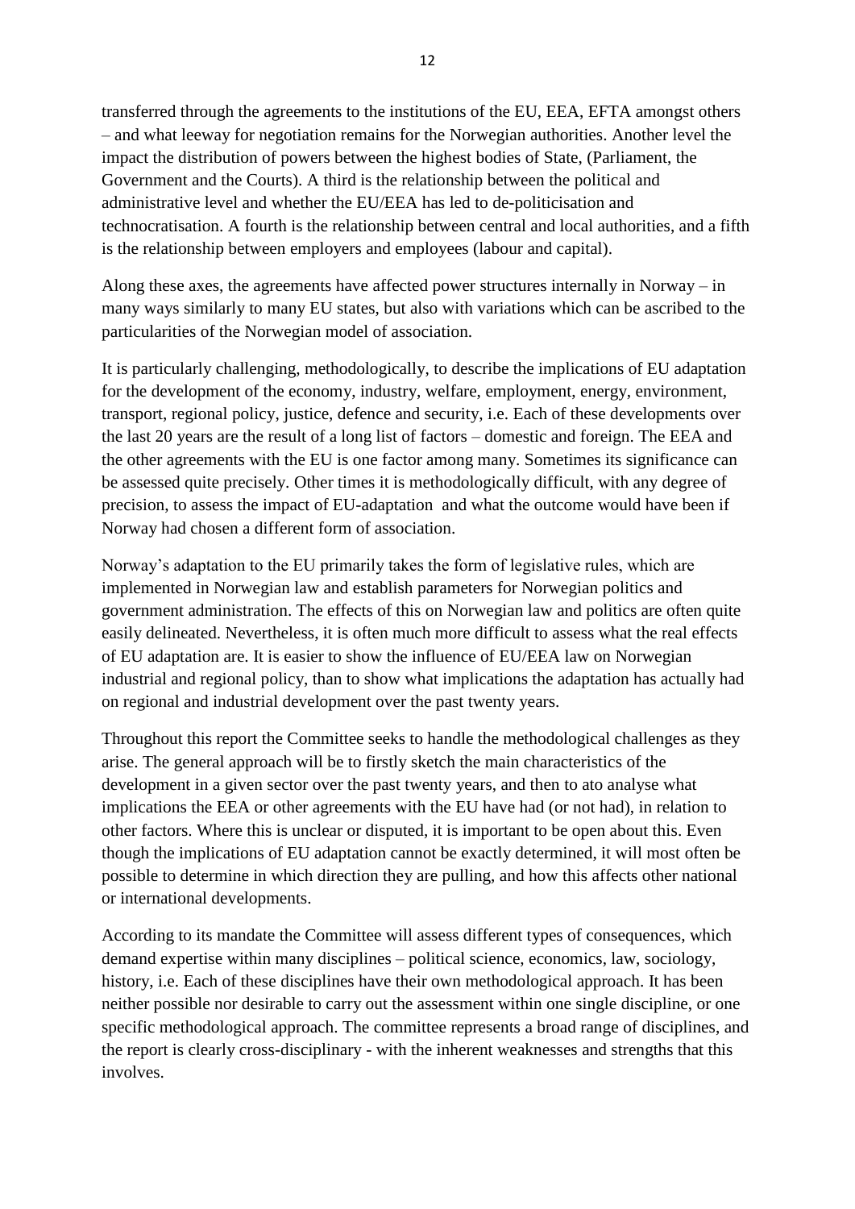transferred through the agreements to the institutions of the EU, EEA, EFTA amongst others – and what leeway for negotiation remains for the Norwegian authorities. Another level the impact the distribution of powers between the highest bodies of State, (Parliament, the Government and the Courts). A third is the relationship between the political and administrative level and whether the EU/EEA has led to de-politicisation and technocratisation. A fourth is the relationship between central and local authorities, and a fifth is the relationship between employers and employees (labour and capital).

Along these axes, the agreements have affected power structures internally in Norway – in many ways similarly to many EU states, but also with variations which can be ascribed to the particularities of the Norwegian model of association.

It is particularly challenging, methodologically, to describe the implications of EU adaptation for the development of the economy, industry, welfare, employment, energy, environment, transport, regional policy, justice, defence and security, i.e. Each of these developments over the last 20 years are the result of a long list of factors – domestic and foreign. The EEA and the other agreements with the EU is one factor among many. Sometimes its significance can be assessed quite precisely. Other times it is methodologically difficult, with any degree of precision, to assess the impact of EU-adaptation and what the outcome would have been if Norway had chosen a different form of association.

Norway's adaptation to the EU primarily takes the form of legislative rules, which are implemented in Norwegian law and establish parameters for Norwegian politics and government administration. The effects of this on Norwegian law and politics are often quite easily delineated. Nevertheless, it is often much more difficult to assess what the real effects of EU adaptation are. It is easier to show the influence of EU/EEA law on Norwegian industrial and regional policy, than to show what implications the adaptation has actually had on regional and industrial development over the past twenty years.

Throughout this report the Committee seeks to handle the methodological challenges as they arise. The general approach will be to firstly sketch the main characteristics of the development in a given sector over the past twenty years, and then to ato analyse what implications the EEA or other agreements with the EU have had (or not had), in relation to other factors. Where this is unclear or disputed, it is important to be open about this. Even though the implications of EU adaptation cannot be exactly determined, it will most often be possible to determine in which direction they are pulling, and how this affects other national or international developments.

According to its mandate the Committee will assess different types of consequences, which demand expertise within many disciplines – political science, economics, law, sociology, history, i.e. Each of these disciplines have their own methodological approach. It has been neither possible nor desirable to carry out the assessment within one single discipline, or one specific methodological approach. The committee represents a broad range of disciplines, and the report is clearly cross-disciplinary - with the inherent weaknesses and strengths that this involves.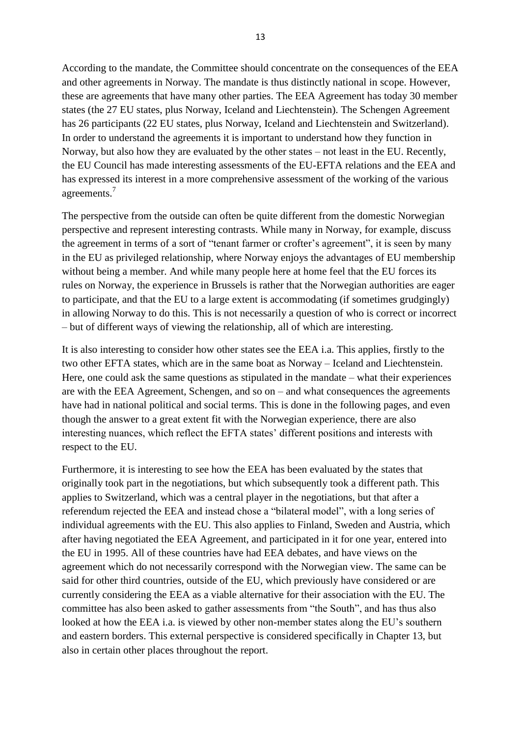According to the mandate, the Committee should concentrate on the consequences of the EEA and other agreements in Norway. The mandate is thus distinctly national in scope. However, these are agreements that have many other parties. The EEA Agreement has today 30 member states (the 27 EU states, plus Norway, Iceland and Liechtenstein). The Schengen Agreement has 26 participants (22 EU states, plus Norway, Iceland and Liechtenstein and Switzerland). In order to understand the agreements it is important to understand how they function in Norway, but also how they are evaluated by the other states – not least in the EU. Recently, the EU Council has made interesting assessments of the EU-EFTA relations and the EEA and has expressed its interest in a more comprehensive assessment of the working of the various agreements.[7]

The perspective from the outside can often be quite different from the domestic Norwegian perspective and represent interesting contrasts. While many in Norway, for example, discuss the agreement in terms of a sort of "tenant farmer or crofter's agreement", it is seen by many in the EU as privileged relationship, where Norway enjoys the advantages of EU membership without being a member. And while many people here at home feel that the EU forces its rules on Norway, the experience in Brussels is rather that the Norwegian authorities are eager to participate, and that the EU to a large extent is accommodating (if sometimes grudgingly) in allowing Norway to do this. This is not necessarily a question of who is correct or incorrect – but of different ways of viewing the relationship, all of which are interesting.

It is also interesting to consider how other states see the EEA i.a. This applies, firstly to the two other EFTA states, which are in the same boat as Norway – Iceland and Liechtenstein. Here, one could ask the same questions as stipulated in the mandate – what their experiences are with the EEA Agreement, Schengen, and so on – and what consequences the agreements have had in national political and social terms. This is done in the following pages, and even though the answer to a great extent fit with the Norwegian experience, there are also interesting nuances, which reflect the EFTA states' different positions and interests with respect to the EU.

Furthermore, it is interesting to see how the EEA has been evaluated by the states that originally took part in the negotiations, but which subsequently took a different path. This applies to Switzerland, which was a central player in the negotiations, but that after a referendum rejected the EEA and instead chose a "bilateral model", with a long series of individual agreements with the EU. This also applies to Finland, Sweden and Austria, which after having negotiated the EEA Agreement, and participated in it for one year, entered into the EU in 1995. All of these countries have had EEA debates, and have views on the agreement which do not necessarily correspond with the Norwegian view. The same can be said for other third countries, outside of the EU, which previously have considered or are currently considering the EEA as a viable alternative for their association with the EU. The committee has also been asked to gather assessments from "the South", and has thus also looked at how the EEA i.a. is viewed by other non-member states along the EU's southern and eastern borders. This external perspective is considered specifically in Chapter 13, but also in certain other places throughout the report.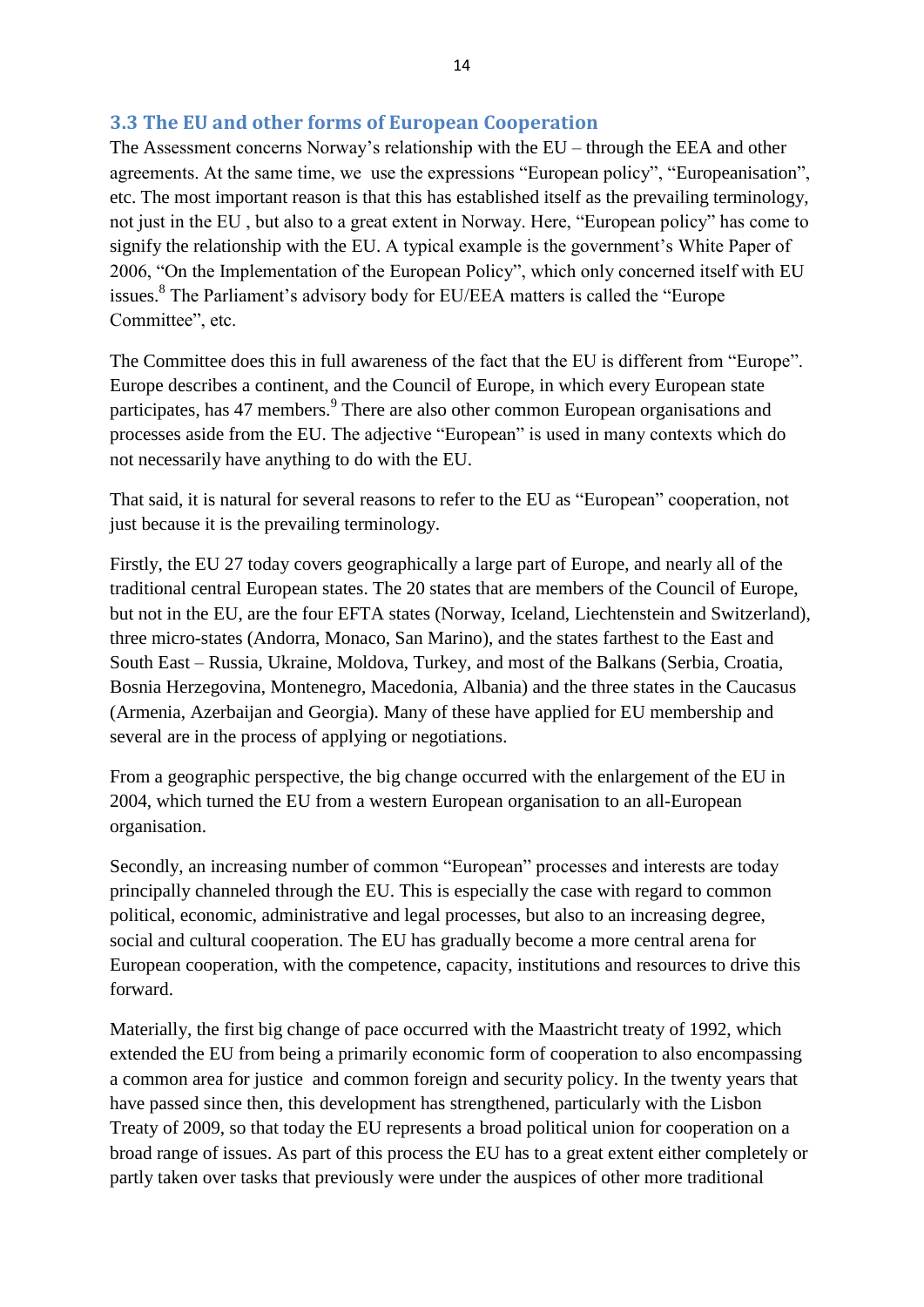### 3.3 The EU and other forms of European Cooperation

The Assessment concerns Norway's relationship with the EU – through the EEA and other agreements. At the same time, we use the expressions "European policy", "Europeanisation", etc. The most important reason is that this has established itself as the prevailing terminology, not just in the EU , but also to a great extent in Norway. Here, "European policy" has come to signify the relationship with the EU. A typical example is the government's White Paper of 2006, "On the Implementation of the European Policy", which only concerned itself with EU issues.[8] The Parliament's advisory body for EU/EEA matters is called the "Europe Committee", etc.

The Committee does this in full awareness of the fact that the EU is different from "Europe". Europe describes a continent, and the Council of Europe, in which every European state participates, has 47 members.[9] There are also other common European organisations and processes aside from the EU. The adjective "European" is used in many contexts which do not necessarily have anything to do with the EU.

That said, it is natural for several reasons to refer to the EU as "European" cooperation, not just because it is the prevailing terminology.

Firstly, the EU 27 today covers geographically a large part of Europe, and nearly all of the traditional central European states. The 20 states that are members of the Council of Europe, but not in the EU, are the four EFTA states (Norway, Iceland, Liechtenstein and Switzerland), three micro-states (Andorra, Monaco, San Marino), and the states farthest to the East and South East – Russia, Ukraine, Moldova, Turkey, and most of the Balkans (Serbia, Croatia, Bosnia Herzegovina, Montenegro, Macedonia, Albania) and the three states in the Caucasus (Armenia, Azerbaijan and Georgia). Many of these have applied for EU membership and several are in the process of applying or negotiations.

From a geographic perspective, the big change occurred with the enlargement of the EU in 2004, which turned the EU from a western European organisation to an all-European organisation.

Secondly, an increasing number of common "European" processes and interests are today principally channeled through the EU. This is especially the case with regard to common political, economic, administrative and legal processes, but also to an increasing degree, social and cultural cooperation. The EU has gradually become a more central arena for European cooperation, with the competence, capacity, institutions and resources to drive this forward.

Materially, the first big change of pace occurred with the Maastricht treaty of 1992, which extended the EU from being a primarily economic form of cooperation to also encompassing a common area for justice and common foreign and security policy. In the twenty years that have passed since then, this development has strengthened, particularly with the Lisbon Treaty of 2009, so that today the EU represents a broad political union for cooperation on a broad range of issues. As part of this process the EU has to a great extent either completely or partly taken over tasks that previously were under the auspices of other more traditional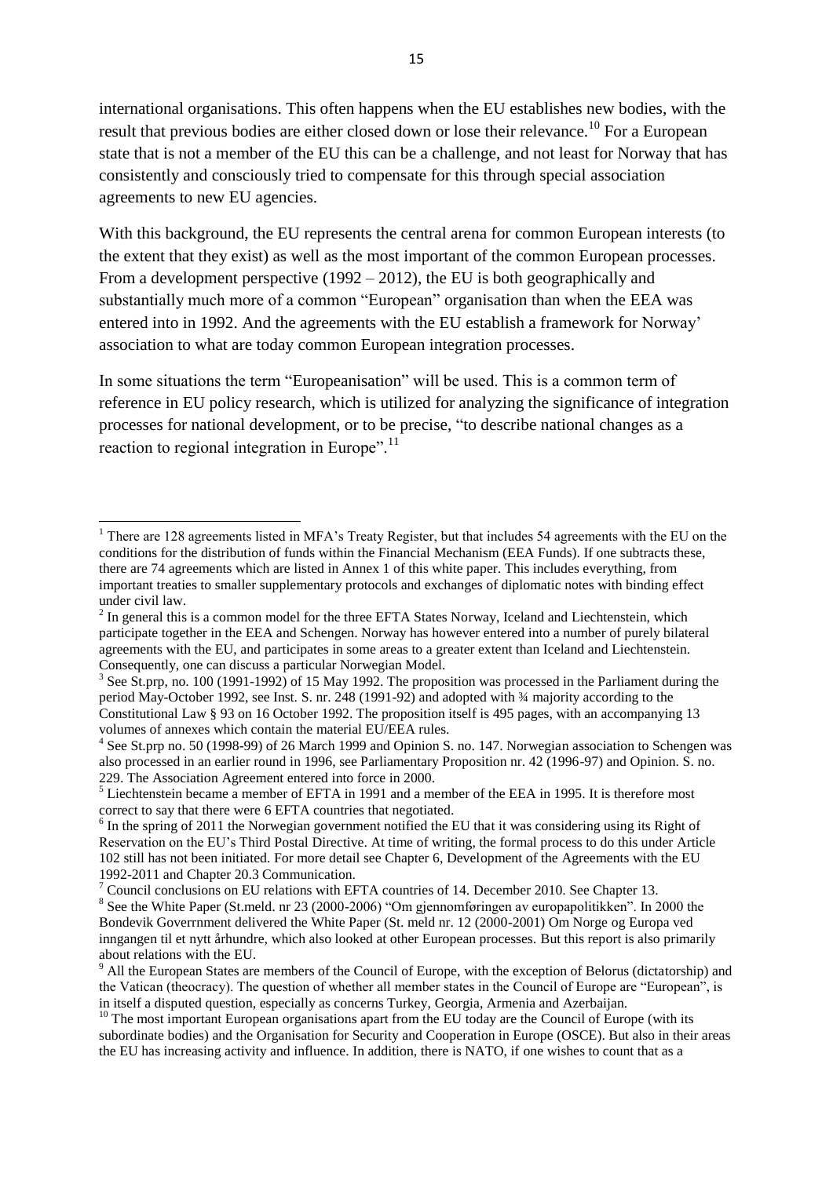international organisations. This often happens when the EU establishes new bodies, with the result that previous bodies are either closed down or lose their relevance.[10] For a European state that is not a member of the EU this can be a challenge, and not least for Norway that has consistently and consciously tried to compensate for this through special association agreements to new EU agencies.

With this background, the EU represents the central arena for common European interests (to the extent that they exist) as well as the most important of the common European processes. From a development perspective (1992 – 2012), the EU is both geographically and substantially much more of a common "European" organisation than when the EEA was entered into in 1992. And the agreements with the EU establish a framework for Norway' association to what are today common European integration processes.

In some situations the term "Europeanisation" will be used. This is a common term of reference in EU policy research, which is utilized for analyzing the significance of integration processes for national development, or to be precise, "to describe national changes as a reaction to regional integration in Europe".[11]

---

[1] There are 128 agreements listed in MFA's Treaty Register, but that includes 54 agreements with the EU on the conditions for the distribution of funds within the Financial Mechanism (EEA Funds). If one subtracts these, there are 74 agreements which are listed in Annex 1 of this white paper. This includes everything, from important treaties to smaller supplementary protocols and exchanges of diplomatic notes with binding effect under civil law.

[2] In general this is a common model for the three EFTA States Norway, Iceland and Liechtenstein, which participate together in the EEA and Schengen. Norway has however entered into a number of purely bilateral agreements with the EU, and participates in some areas to a greater extent than Iceland and Liechtenstein. Consequently, one can discuss a particular Norwegian Model.

[3] See St.prp, no. 100 (1991-1992) of 15 May 1992. The proposition was processed in the Parliament during the period May-October 1992, see Inst. S. nr. 248 (1991-92) and adopted with ¾ majority according to the Constitutional Law § 93 on 16 October 1992. The proposition itself is 495 pages, with an accompanying 13 volumes of annexes which contain the material EU/EEA rules.

[4] See St.prp no. 50 (1998-99) of 26 March 1999 and Opinion S. no. 147. Norwegian association to Schengen was also processed in an earlier round in 1996, see Parliamentary Proposition nr. 42 (1996-97) and Opinion. S. no. 229. The Association Agreement entered into force in 2000.

[5] Liechtenstein became a member of EFTA in 1991 and a member of the EEA in 1995. It is therefore most correct to say that there were 6 EFTA countries that negotiated.

[6] In the spring of 2011 the Norwegian government notified the EU that it was considering using its Right of Reservation on the EU's Third Postal Directive. At time of writing, the formal process to do this under Article 102 still has not been initiated. For more detail see Chapter 6, Development of the Agreements with the EU 1992-2011 and Chapter 20.3 Communication.

[7] Council conclusions on EU relations with EFTA countries of 14. December 2010. See Chapter 13.

[8] See the White Paper (St.meld. nr 23 (2000-2006) "Om gjennomføringen av europapolitikken". In 2000 the Bondevik Goverrnment delivered the White Paper (St. meld nr. 12 (2000-2001) Om Norge og Europa ved inngangen til et nytt århundre, which also looked at other European processes. But this report is also primarily about relations with the EU.

[9] All the European States are members of the Council of Europe, with the exception of Belorus (dictatorship) and the Vatican (theocracy). The question of whether all member states in the Council of Europe are "European", is in itself a disputed question, especially as concerns Turkey, Georgia, Armenia and Azerbaijan.

[10] The most important European organisations apart from the EU today are the Council of Europe (with its subordinate bodies) and the Organisation for Security and Cooperation in Europe (OSCE). But also in their areas the EU has increasing activity and influence. In addition, there is NATO, if one wishes to count that as a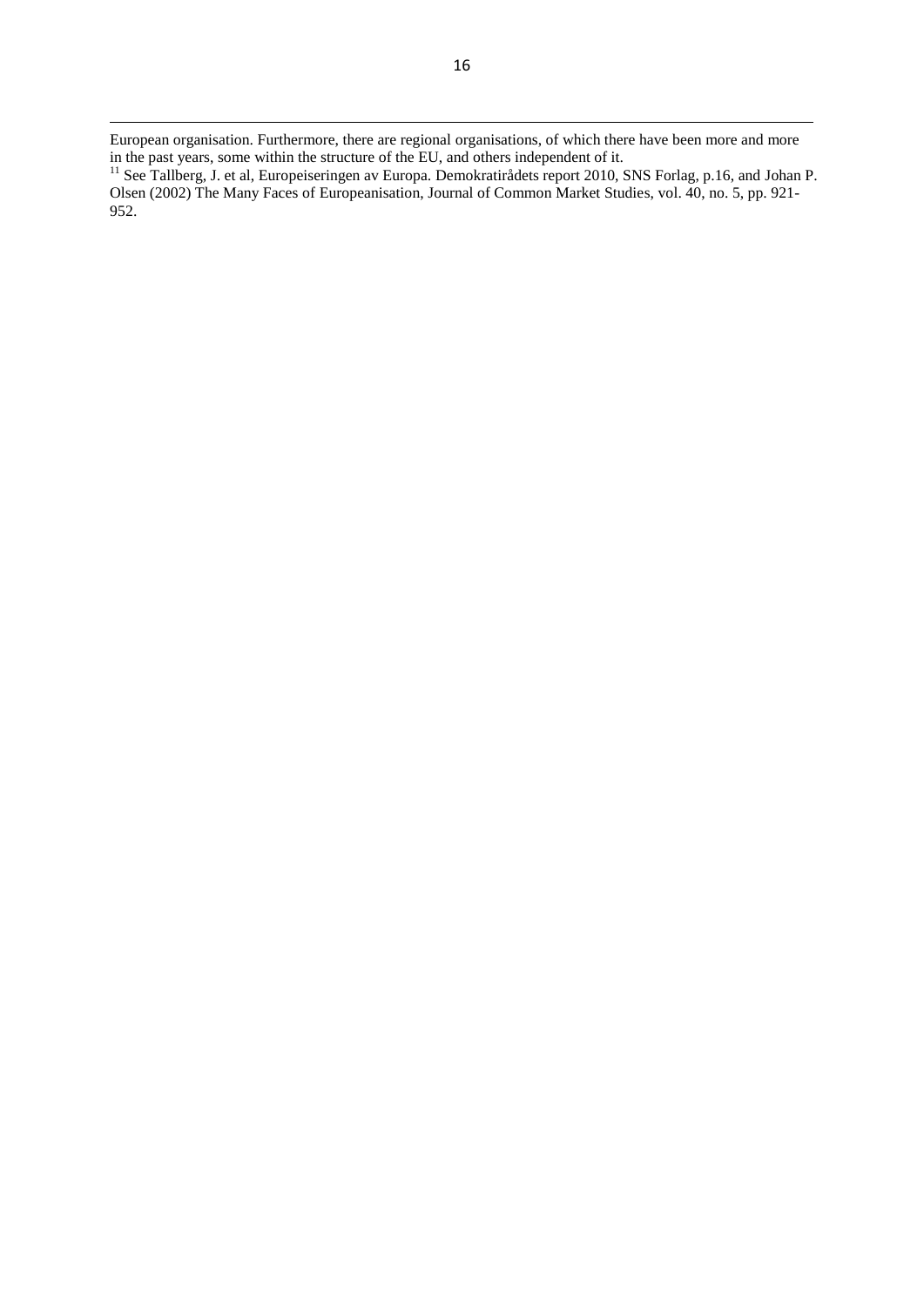European organisation. Furthermore, there are regional organisations, of which there have been more and more in the past years, some within the structure of the EU, and others independent of it.

[11] See Tallberg, J. et al, Europeiseringen av Europa. Demokratirådets report 2010, SNS Forlag, p.16, and Johan P. Olsen (2002) The Many Faces of Europeanisation, Journal of Common Market Studies, vol. 40, no. 5, pp. 921-952.